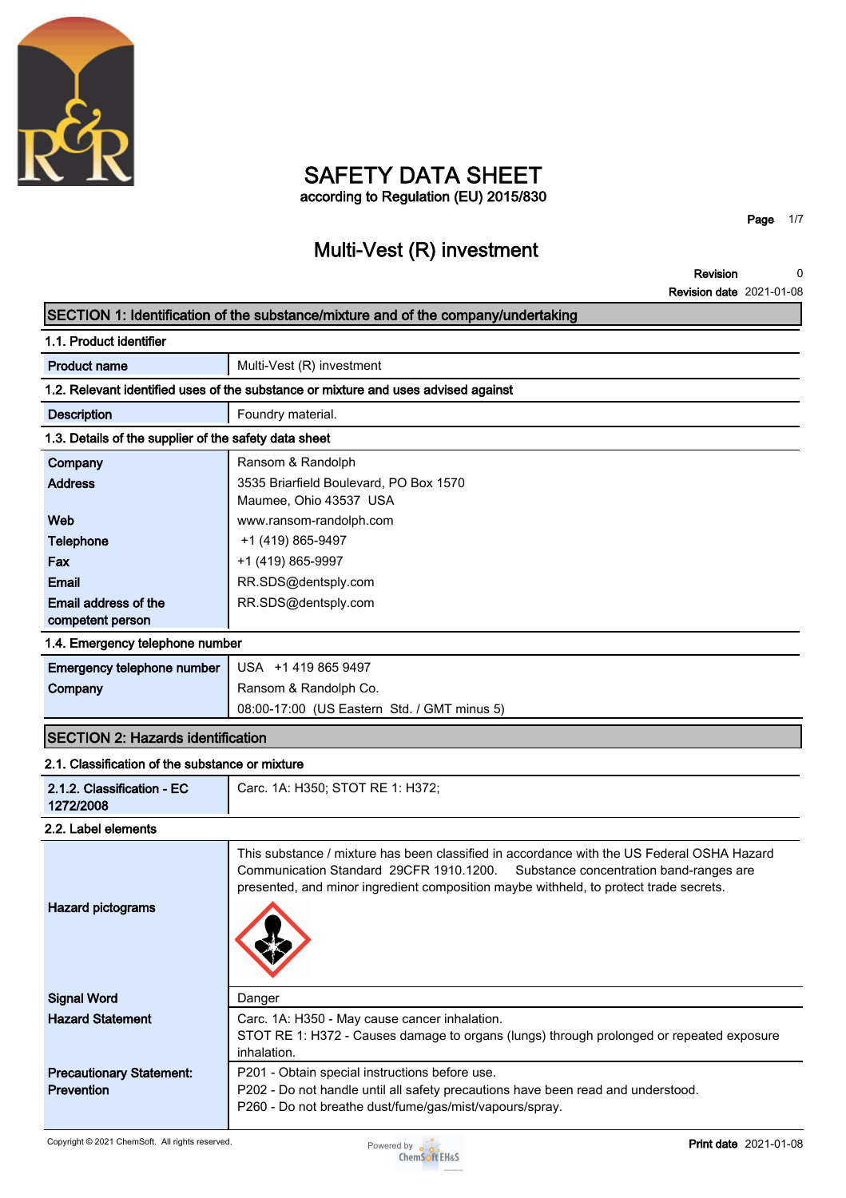# SAFETY DATA SHEET

according to Regulation (EU) 2015/830

## Multi-Vest (R) investment

**Revision** 0

**Revision date** 2021-01-08

## SECTION 1: Identification of the substance/mixture and of the company/undertaking

### 1.1. Product identifier

| | |
|---|---|
| **Product name** | Multi-Vest (R) investment |

### 1.2. Relevant identified uses of the substance or mixture and uses advised against

| | |
|---|---|
| **Description** | Foundry material. |

### 1.3. Details of the supplier of the safety data sheet

| | |
|---|---|
| **Company** | Ransom & Randolph |
| **Address** | 3535 Briarfield Boulevard, PO Box 1570<br>Maumee, Ohio 43537 USA |
| **Web** | www.ransom-randolph.com |
| **Telephone** | +1 (419) 865-9497 |
| **Fax** | +1 (419) 865-9997 |
| **Email** | RR.SDS@dentsply.com |
| **Email address of the competent person** | RR.SDS@dentsply.com |

### 1.4. Emergency telephone number

| | |
|---|---|
| **Emergency telephone number** | USA +1 419 865 9497 |
| **Company** | Ransom & Randolph Co.<br>08:00-17:00 (US Eastern Std. / GMT minus 5) |

## SECTION 2: Hazards identification

### 2.1. Classification of the substance or mixture

| | |
|---|---|
| **2.1.2. Classification - EC 1272/2008** | Carc. 1A: H350; STOT RE 1: H372; |

### 2.2. Label elements

| | |
|---|---|
| **Hazard pictograms** | This substance / mixture has been classified in accordance with the US Federal OSHA Hazard Communication Standard 29CFR 1910.1200. Substance concentration band-ranges are presented, and minor ingredient composition maybe withheld, to protect trade secrets. |
| **Signal Word** | Danger |
| **Hazard Statement** | Carc. 1A: H350 - May cause cancer inhalation.<br>STOT RE 1: H372 - Causes damage to organs (lungs) through prolonged or repeated exposure inhalation. |
| **Precautionary Statement: Prevention** | P201 - Obtain special instructions before use.<br>P202 - Do not handle until all safety precautions have been read and understood.<br>P260 - Do not breathe dust/fume/gas/mist/vapours/spray. |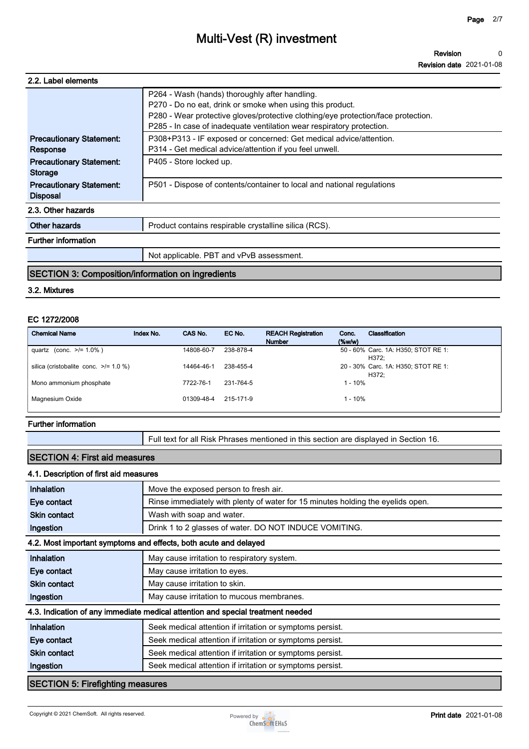### 2.2. Label elements

| | |
|---|---|
| | P264 - Wash (hands) thoroughly after handling.<br>P270 - Do no eat, drink or smoke when using this product.<br>P280 - Wear protective gloves/protective clothing/eye protection/face protection.<br>P285 - In case of inadequate ventilation wear respiratory protection. |
| **Precautionary Statement: Response** | P308+P313 - IF exposed or concerned: Get medical advice/attention.<br>P314 - Get medical advice/attention if you feel unwell. |
| **Precautionary Statement: Storage** | P405 - Store locked up. |
| **Precautionary Statement: Disposal** | P501 - Dispose of contents/container to local and national regulations |

### 2.3. Other hazards

| | |
|---|---|
| **Other hazards** | Product contains respirable crystalline silica (RCS). |

**Further information**

| | |
|---|---|
| | Not applicable. PBT and vPvB assessment. |

## SECTION 3: Composition/information on ingredients

### 3.2. Mixtures

**EC 1272/2008**

| Chemical Name | Index No. | CAS No. | EC No. | REACH Registration Number | Conc. (%w/w) | Classification |
|---|---|---|---|---|---|---|
| quartz (conc. >/= 1.0% ) | | 14808-60-7 | 238-878-4 | | 50 - 60% | Carc. 1A: H350; STOT RE 1: H372; |
| silica (cristobalite conc. >/= 1.0 %) | | 14464-46-1 | 238-455-4 | | 20 - 30% | Carc. 1A: H350; STOT RE 1: H372; |
| Mono ammonium phosphate | | 7722-76-1 | 231-764-5 | | 1 - 10% | |
| Magnesium Oxide | | 01309-48-4 | 215-171-9 | | 1 - 10% | |

**Further information**

| | |
|---|---|
| | Full text for all Risk Phrases mentioned in this section are displayed in Section 16. |

## SECTION 4: First aid measures

### 4.1. Description of first aid measures

| | |
|---|---|
| **Inhalation** | Move the exposed person to fresh air. |
| **Eye contact** | Rinse immediately with plenty of water for 15 minutes holding the eyelids open. |
| **Skin contact** | Wash with soap and water. |
| **Ingestion** | Drink 1 to 2 glasses of water. DO NOT INDUCE VOMITING. |

### 4.2. Most important symptoms and effects, both acute and delayed

| | |
|---|---|
| **Inhalation** | May cause irritation to respiratory system. |
| **Eye contact** | May cause irritation to eyes. |
| **Skin contact** | May cause irritation to skin. |
| **Ingestion** | May cause irritation to mucous membranes. |

### 4.3. Indication of any immediate medical attention and special treatment needed

| | |
|---|---|
| **Inhalation** | Seek medical attention if irritation or symptoms persist. |
| **Eye contact** | Seek medical attention if irritation or symptoms persist. |
| **Skin contact** | Seek medical attention if irritation or symptoms persist. |
| **Ingestion** | Seek medical attention if irritation or symptoms persist. |

## SECTION 5: Firefighting measures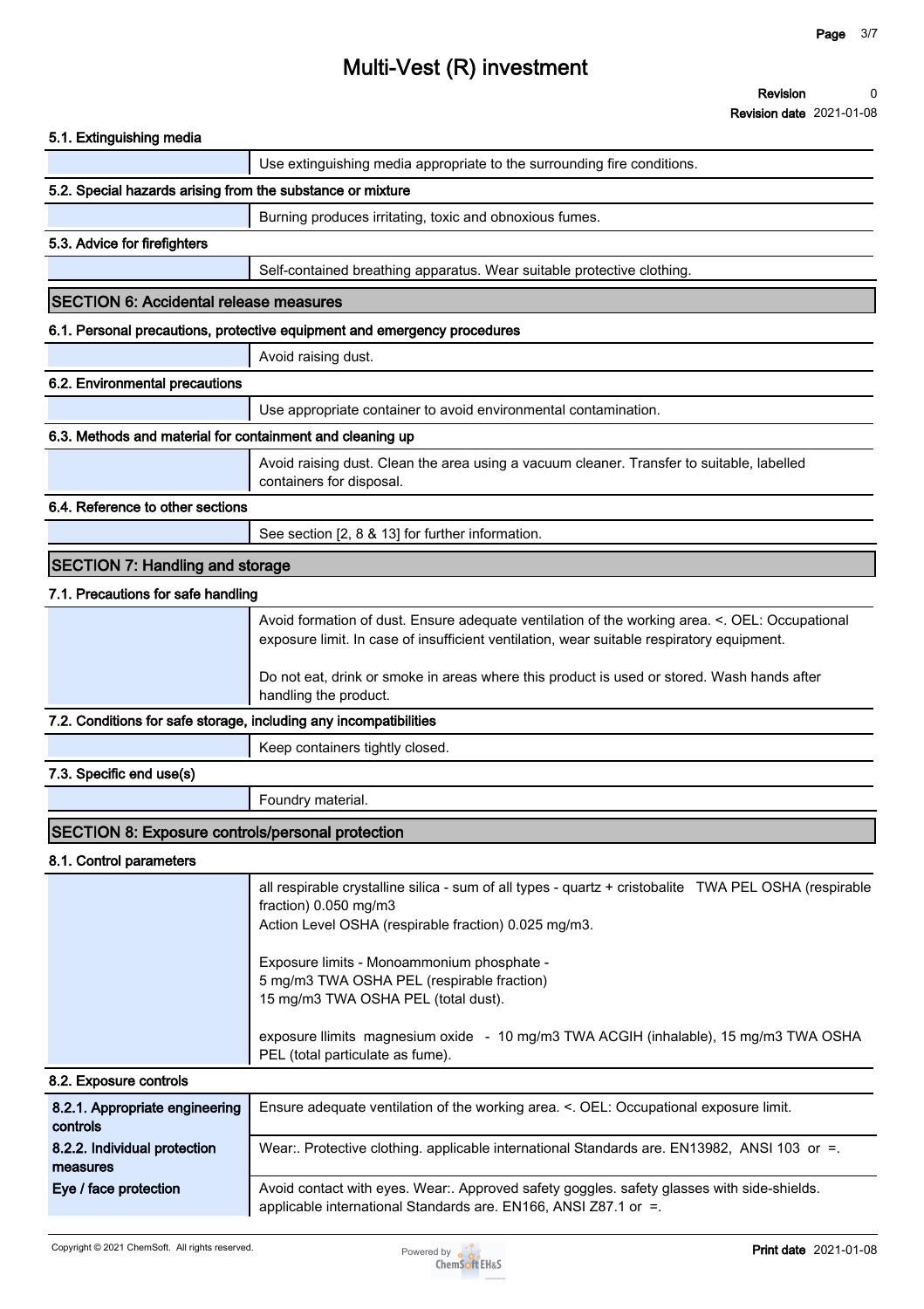# Multi-Vest (R) investment

**Revision** 0
**Revision date** 2021-01-08

### 5.1. Extinguishing media

Use extinguishing media appropriate to the surrounding fire conditions.

### 5.2. Special hazards arising from the substance or mixture

Burning produces irritating, toxic and obnoxious fumes.

### 5.3. Advice for firefighters

Self-contained breathing apparatus. Wear suitable protective clothing.

## SECTION 6: Accidental release measures

### 6.1. Personal precautions, protective equipment and emergency procedures

Avoid raising dust.

### 6.2. Environmental precautions

Use appropriate container to avoid environmental contamination.

### 6.3. Methods and material for containment and cleaning up

Avoid raising dust. Clean the area using a vacuum cleaner. Transfer to suitable, labelled containers for disposal.

### 6.4. Reference to other sections

See section [2, 8 & 13] for further information.

## SECTION 7: Handling and storage

### 7.1. Precautions for safe handling

Avoid formation of dust. Ensure adequate ventilation of the working area. <. OEL: Occupational exposure limit. In case of insufficient ventilation, wear suitable respiratory equipment.

Do not eat, drink or smoke in areas where this product is used or stored. Wash hands after handling the product.

### 7.2. Conditions for safe storage, including any incompatibilities

Keep containers tightly closed.

### 7.3. Specific end use(s)

Foundry material.

## SECTION 8: Exposure controls/personal protection

### 8.1. Control parameters

all respirable crystalline silica - sum of all types - quartz + cristobalite TWA PEL OSHA (respirable fraction) 0.050 mg/m3
Action Level OSHA (respirable fraction) 0.025 mg/m3.

Exposure limits - Monoammonium phosphate -
5 mg/m3 TWA OSHA PEL (respirable fraction)
15 mg/m3 TWA OSHA PEL (total dust).

exposure llimits magnesium oxide - 10 mg/m3 TWA ACGIH (inhalable), 15 mg/m3 TWA OSHA PEL (total particulate as fume).

### 8.2. Exposure controls

| | |
|---|---|
| **8.2.1. Appropriate engineering controls** | Ensure adequate ventilation of the working area. <. OEL: Occupational exposure limit. |
| **8.2.2. Individual protection measures** | Wear:. Protective clothing. applicable international Standards are. EN13982, ANSI 103 or =. |
| **Eye / face protection** | Avoid contact with eyes. Wear:. Approved safety goggles. safety glasses with side-shields. applicable international Standards are. EN166, ANSI Z87.1 or =. |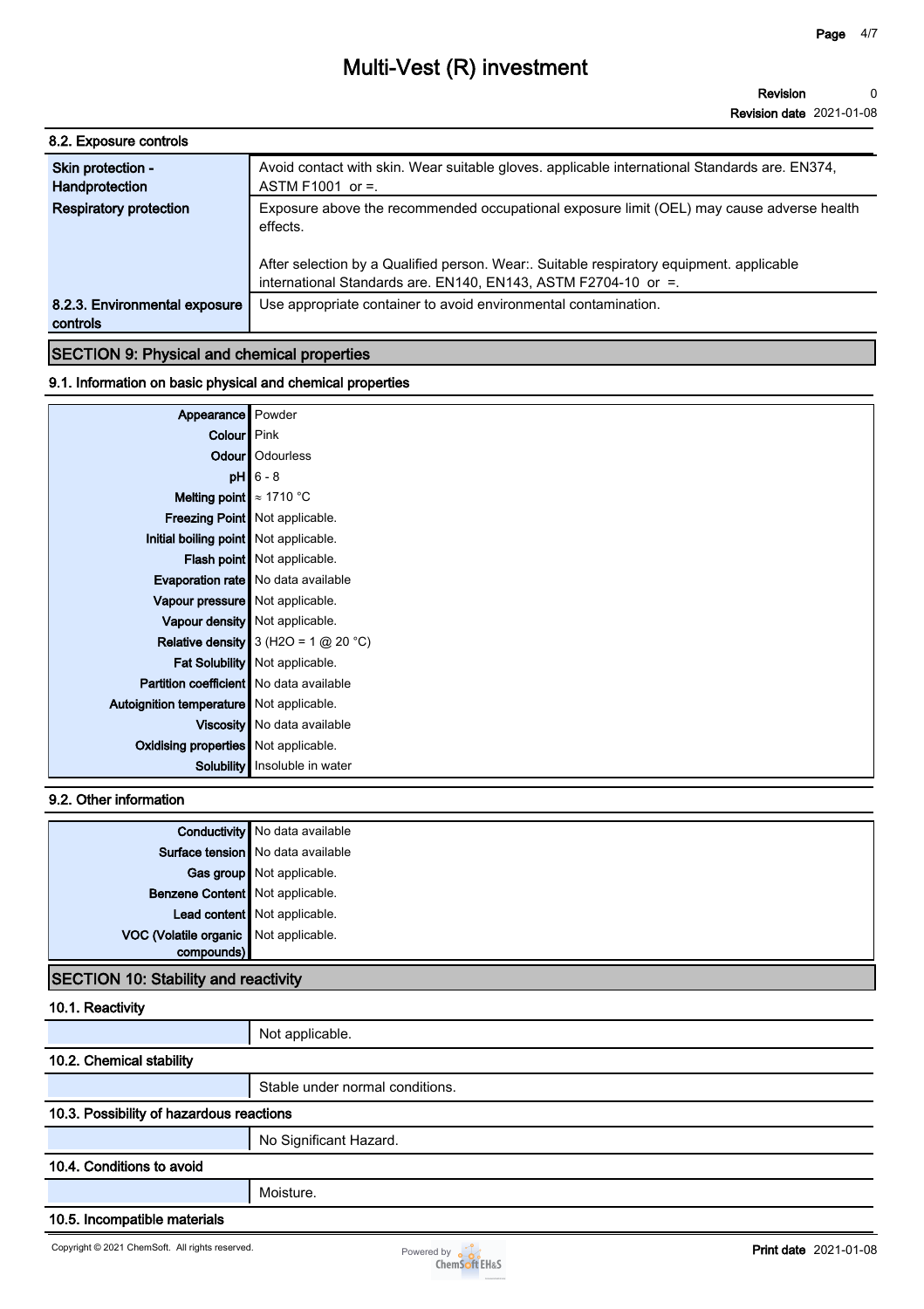### 8.2. Exposure controls

| | |
|---|---|
| **Skin protection - Handprotection** | Avoid contact with skin. Wear suitable gloves. applicable international Standards are. EN374, ASTM F1001 or =. |
| **Respiratory protection** | Exposure above the recommended occupational exposure limit (OEL) may cause adverse health effects.<br><br>After selection by a Qualified person. Wear:. Suitable respiratory equipment. applicable international Standards are. EN140, EN143, ASTM F2704-10 or =. |
| **8.2.3. Environmental exposure controls** | Use appropriate container to avoid environmental contamination. |

## SECTION 9: Physical and chemical properties

### 9.1. Information on basic physical and chemical properties

| | |
|---|---|
| **Appearance** | Powder |
| **Colour** | Pink |
| **Odour** | Odourless |
| **pH** | 6 - 8 |
| **Melting point** | ≈ 1710 °C |
| **Freezing Point** | Not applicable. |
| **Initial boiling point** | Not applicable. |
| **Flash point** | Not applicable. |
| **Evaporation rate** | No data available |
| **Vapour pressure** | Not applicable. |
| **Vapour density** | Not applicable. |
| **Relative density** | 3 ($H_2O$ = 1 @ 20 °C) |
| **Fat Solubility** | Not applicable. |
| **Partition coefficient** | No data available |
| **Autoignition temperature** | Not applicable. |
| **Viscosity** | No data available |
| **Oxidising properties** | Not applicable. |
| **Solubility** | Insoluble in water |

### 9.2. Other information

| | |
|---|---|
| **Conductivity** | No data available |
| **Surface tension** | No data available |
| **Gas group** | Not applicable. |
| **Benzene Content** | Not applicable. |
| **Lead content** | Not applicable. |
| **VOC (Volatile organic compounds)** | Not applicable. |

## SECTION 10: Stability and reactivity

### 10.1. Reactivity

Not applicable.

### 10.2. Chemical stability

Stable under normal conditions.

### 10.3. Possibility of hazardous reactions

No Significant Hazard.

### 10.4. Conditions to avoid

Moisture.

### 10.5. Incompatible materials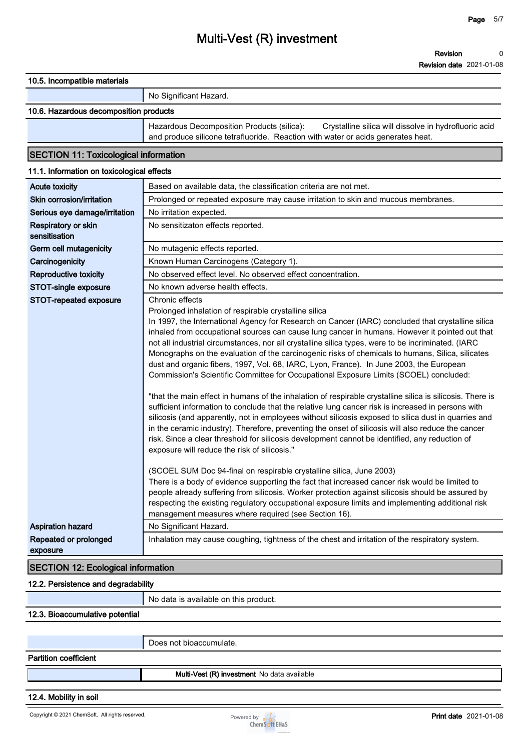### 10.5. Incompatible materials

| | |
|---|---|
| | No Significant Hazard. |

### 10.6. Hazardous decomposition products

| | |
|---|---|
| | Hazardous Decomposition Products (silica): Crystalline silica will dissolve in hydrofluoric acid and produce silicone tetrafluoride. Reaction with water or acids generates heat. |

## SECTION 11: Toxicological information

### 11.1. Information on toxicological effects

| | |
|---|---|
| **Acute toxicity** | Based on available data, the classification criteria are not met. |
| **Skin corrosion/irritation** | Prolonged or repeated exposure may cause irritation to skin and mucous membranes. |
| **Serious eye damage/irritation** | No irritation expected. |
| **Respiratory or skin sensitisation** | No sensitizaton effects reported. |
| **Germ cell mutagenicity** | No mutagenic effects reported. |
| **Carcinogenicity** | Known Human Carcinogens (Category 1). |
| **Reproductive toxicity** | No observed effect level. No observed effect concentration. |
| **STOT-single exposure** | No known adverse health effects. |
| **STOT-repeated exposure** | Chronic effects<br>Prolonged inhalation of respirable crystalline silica<br>In 1997, the International Agency for Research on Cancer (IARC) concluded that crystalline silica inhaled from occupational sources can cause lung cancer in humans. However it pointed out that not all industrial circumstances, nor all crystalline silica types, were to be incriminated. (IARC Monographs on the evaluation of the carcinogenic risks of chemicals to humans, Silica, silicates dust and organic fibers, 1997, Vol. 68, IARC, Lyon, France). In June 2003, the European Commission's Scientific Committee for Occupational Exposure Limits (SCOEL) concluded:<br><br>"that the main effect in humans of the inhalation of respirable crystalline silica is silicosis. There is sufficient information to conclude that the relative lung cancer risk is increased in persons with silicosis (and apparently, not in employees without silicosis exposed to silica dust in quarries and in the ceramic industry). Therefore, preventing the onset of silicosis will also reduce the cancer risk. Since a clear threshold for silicosis development cannot be identified, any reduction of exposure will reduce the risk of silicosis."<br><br>(SCOEL SUM Doc 94-final on respirable crystalline silica, June 2003)<br>There is a body of evidence supporting the fact that increased cancer risk would be limited to people already suffering from silicosis. Worker protection against silicosis should be assured by respecting the existing regulatory occupational exposure limits and implementing additional risk management measures where required (see Section 16). |
| **Aspiration hazard** | No Significant Hazard. |
| **Repeated or prolonged exposure** | Inhalation may cause coughing, tightness of the chest and irritation of the respiratory system. |

## SECTION 12: Ecological information

### 12.2. Persistence and degradability

| | |
|---|---|
| | No data is available on this product. |

### 12.3. Bioaccumulative potential

| | |
|---|---|
| | Does not bioaccumulate. |

**Partition coefficient**

| | |
|---|---|
| | **Multi-Vest (R) investment** No data available |

### 12.4. Mobility in soil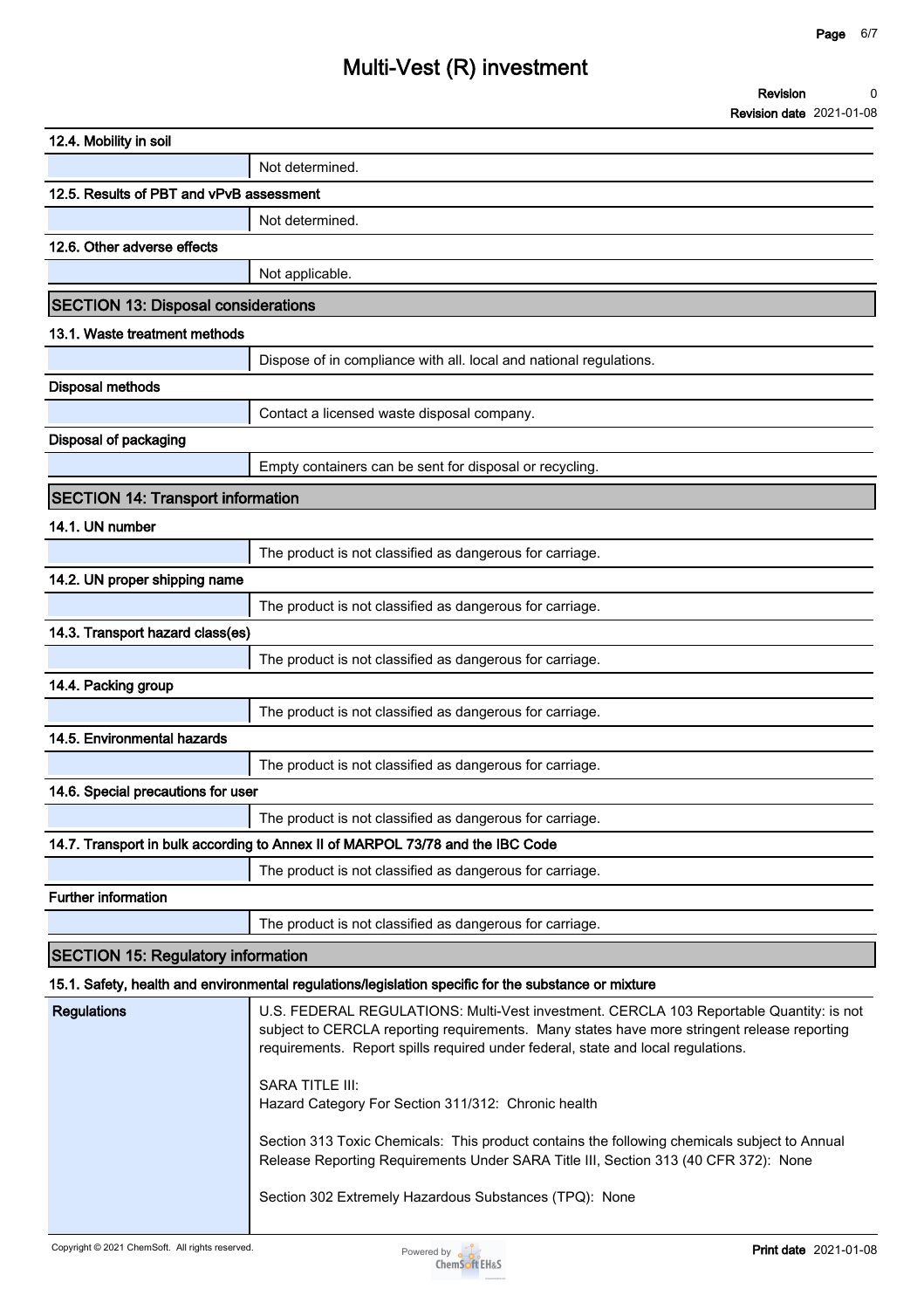### 12.4. Mobility in soil

| | |
|---|---|
| | Not determined. |

### 12.5. Results of PBT and vPvB assessment

| | |
|---|---|
| | Not determined. |

### 12.6. Other adverse effects

| | |
|---|---|
| | Not applicable. |

## SECTION 13: Disposal considerations

### 13.1. Waste treatment methods

| | |
|---|---|
| | Dispose of in compliance with all. local and national regulations. |

### Disposal methods

| | |
|---|---|
| | Contact a licensed waste disposal company. |

### Disposal of packaging

| | |
|---|---|
| | Empty containers can be sent for disposal or recycling. |

## SECTION 14: Transport information

### 14.1. UN number

| | |
|---|---|
| | The product is not classified as dangerous for carriage. |

### 14.2. UN proper shipping name

| | |
|---|---|
| | The product is not classified as dangerous for carriage. |

### 14.3. Transport hazard class(es)

| | |
|---|---|
| | The product is not classified as dangerous for carriage. |

### 14.4. Packing group

| | |
|---|---|
| | The product is not classified as dangerous for carriage. |

### 14.5. Environmental hazards

| | |
|---|---|
| | The product is not classified as dangerous for carriage. |

### 14.6. Special precautions for user

| | |
|---|---|
| | The product is not classified as dangerous for carriage. |

### 14.7. Transport in bulk according to Annex II of MARPOL 73/78 and the IBC Code

| | |
|---|---|
| | The product is not classified as dangerous for carriage. |

### Further information

| | |
|---|---|
| | The product is not classified as dangerous for carriage. |

## SECTION 15: Regulatory information

### 15.1. Safety, health and environmental regulations/legislation specific for the substance or mixture

| | |
|---|---|
| **Regulations** | U.S. FEDERAL REGULATIONS: Multi-Vest investment. CERCLA 103 Reportable Quantity: is not subject to CERCLA reporting requirements. Many states have more stringent release reporting requirements. Report spills required under federal, state and local regulations.<br><br>SARA TITLE III:<br>Hazard Category For Section 311/312: Chronic health<br><br>Section 313 Toxic Chemicals: This product contains the following chemicals subject to Annual Release Reporting Requirements Under SARA Title III, Section 313 (40 CFR 372): None<br><br>Section 302 Extremely Hazardous Substances (TPQ): None |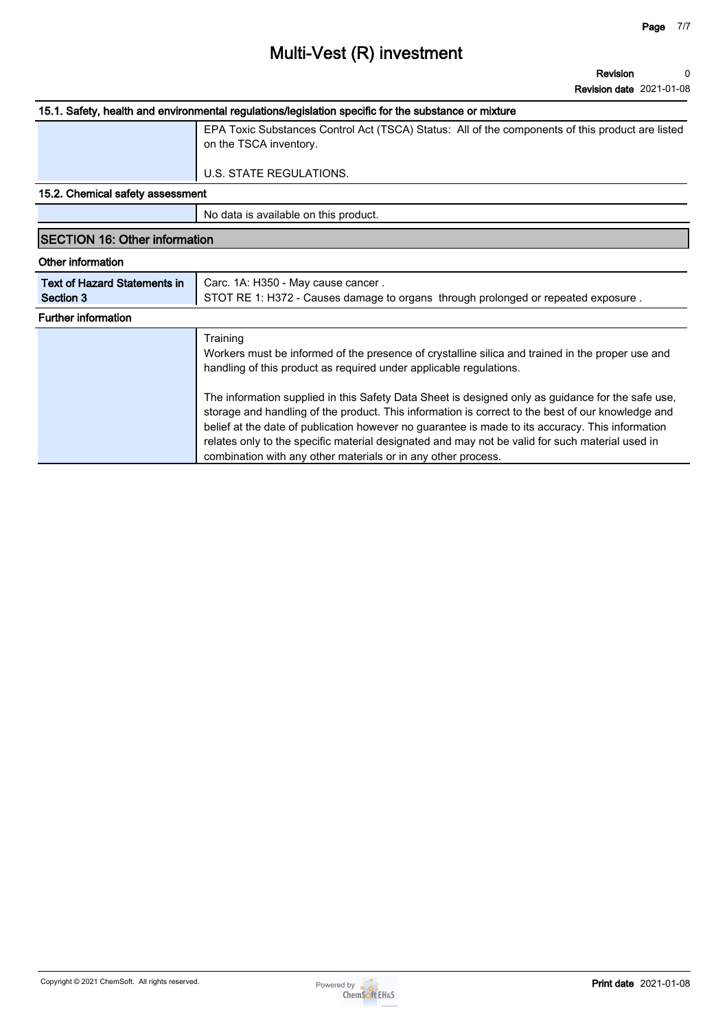### 15.1. Safety, health and environmental regulations/legislation specific for the substance or mixture

| | |
|---|---|
| | EPA Toxic Substances Control Act (TSCA) Status: All of the components of this product are listed on the TSCA inventory.<br><br>U.S. STATE REGULATIONS. |

### 15.2. Chemical safety assessment

| | |
|---|---|
| | No data is available on this product. |

## SECTION 16: Other information

### Other information

| | |
|---|---|
| **Text of Hazard Statements in Section 3** | Carc. 1A: H350 - May cause cancer .<br>STOT RE 1: H372 - Causes damage to organs through prolonged or repeated exposure . |

### Further information

| | |
|---|---|
| | Training<br>Workers must be informed of the presence of crystalline silica and trained in the proper use and handling of this product as required under applicable regulations.<br><br>The information supplied in this Safety Data Sheet is designed only as guidance for the safe use, storage and handling of the product. This information is correct to the best of our knowledge and belief at the date of publication however no guarantee is made to its accuracy. This information relates only to the specific material designated and may not be valid for such material used in combination with any other materials or in any other process. |